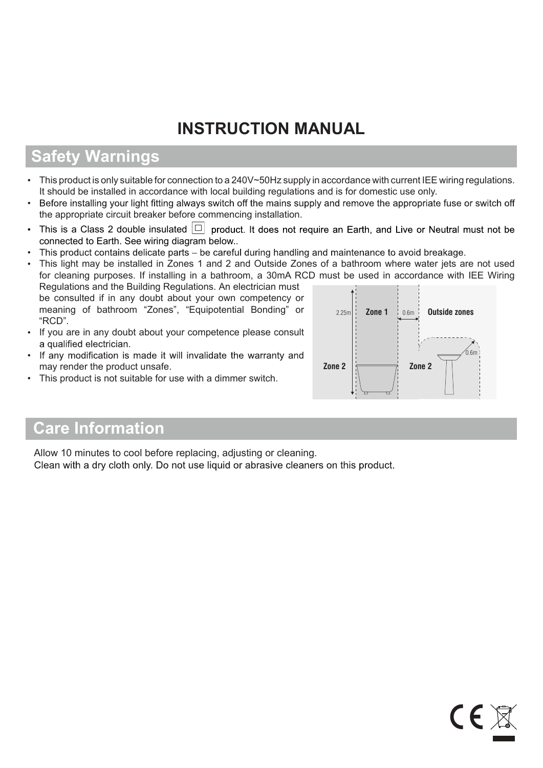# INSTRUCTION MANUAL

## Safety Warnings

- This product is only suitable for connection to a 240V~50Hz supply in accordance with current IEE wiring regulations. It should be installed in accordance with local building regulations and is for domestic use only.
- Before installing your light fitting always switch off the mains supply and remove the appropriate fuse or switch off the appropriate circuit breaker before commencing installation.
- This is a Class 2 double insulated ☐ product. It does not require an Earth, and Live or Neutral must not be connected to Earth. See wiring diagram below..
- This product contains delicate parts – be careful during handling and maintenance to avoid breakage.
- This light may be installed in Zones 1 and 2 and Outside Zones of a bathroom where water jets are not used for cleaning purposes. If installing in a bathroom, a 30mA RCD must be used in accordance with IEE Wiring Regulations and the Building Regulations. An electrician must be consulted if in any doubt about your own competency or meaning of bathroom “Zones”, “Equipotential Bonding” or “RCD”.
- If you are in any doubt about your competence please consult a qualified electrician.
- If any modification is made it will invalidate the warranty and may render the product unsafe.
- This product is not suitable for use with a dimmer switch.

2.25m Zone 1 0.6m Outside zones

Zone 2 Zone 2 0.6m

## Care Information

Allow 10 minutes to cool before replacing, adjusting or cleaning.
Clean with a dry cloth only. Do not use liquid or abrasive cleaners on this product.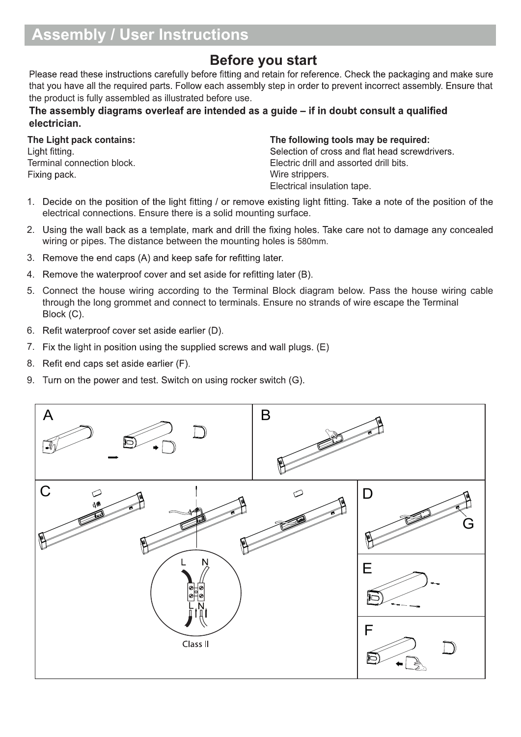# Assembly / User Instructions

## Before you start

Please read these instructions carefully before fitting and retain for reference. Check the packaging and make sure that you have all the required parts. Follow each assembly step in order to prevent incorrect assembly. Ensure that the product is fully assembled as illustrated before use.

**The assembly diagrams overleaf are intended as a guide – if in doubt consult a qualified electrician.**

**The Light pack contains:**
Light fitting.
Terminal connection block.
Fixing pack.

**The following tools may be required:**
Selection of cross and flat head screwdrivers.
Electric drill and assorted drill bits.
Wire strippers.
Electrical insulation tape.

1. Decide on the position of the light fitting / or remove existing light fitting. Take a note of the position of the electrical connections. Ensure there is a solid mounting surface.
2. Using the wall back as a template, mark and drill the fixing holes. Take care not to damage any concealed wiring or pipes. The distance between the mounting holes is 580mm.
3. Remove the end caps (A) and keep safe for refitting later.
4. Remove the waterproof cover and set aside for refitting later (B).
5. Connect the house wiring according to the Terminal Block diagram below. Pass the house wiring cable through the long grommet and connect to terminals. Ensure no strands of wire escape the Terminal Block (C).
6. Refit waterproof cover set aside earlier (D).
7. Fix the light in position using the supplied screws and wall plugs. (E)
8. Refit end caps set aside earlier (F).
9. Turn on the power and test. Switch on using rocker switch (G).

A

B

C

L N

L N

Class II

D

G

E

F